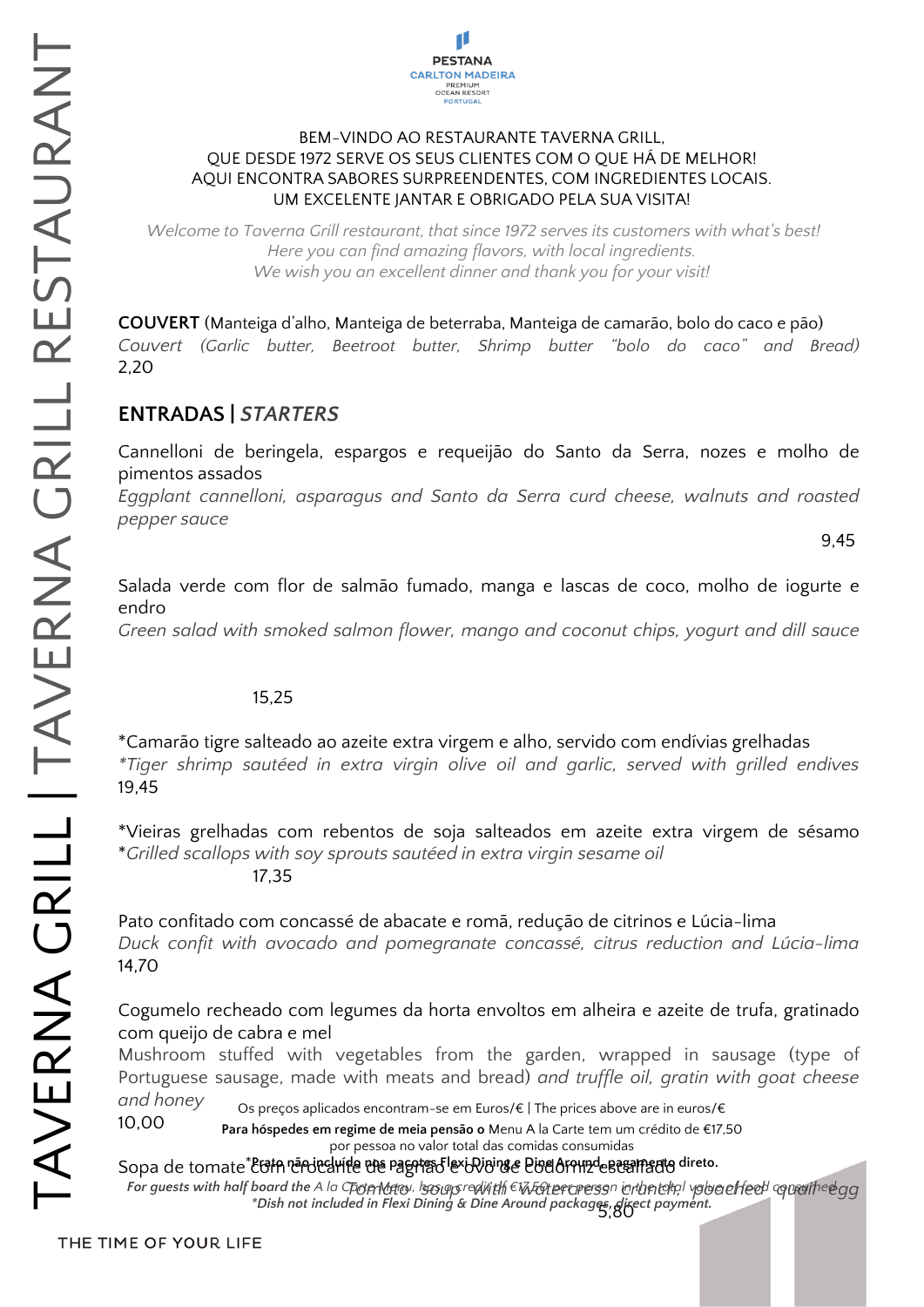PESTANA CARLTON MADEIRA PREMIUM OCEAN RESORT PORTUGAL

TAVERNA GRILL | TAVERNA GRILL RESTAURANT

BEM-VINDO AO RESTAURANTE TAVERNA GRILL,
QUE DESDE 1972 SERVE OS SEUS CLIENTES COM O QUE HÁ DE MELHOR!
AQUI ENCONTRA SABORES SURPREENDENTES, COM INGREDIENTES LOCAIS.
UM EXCELENTE JANTAR E OBRIGADO PELA SUA VISITA!

*Welcome to Taverna Grill restaurant, that since 1972 serves its customers with what's best!*
*Here you can find amazing flavors, with local ingredients.*
*We wish you an excellent dinner and thank you for your visit!*

**COUVERT** (Manteiga d'alho, Manteiga de beterraba, Manteiga de camarão, bolo do caco e pão)
*Couvert (Garlic butter, Beetroot butter, Shrimp butter "bolo do caco" and Bread)*
2,20

## ENTRADAS | *STARTERS*

Cannelloni de beringela, espargos e requeijão do Santo da Serra, nozes e molho de pimentos assados
*Eggplant cannelloni, asparagus and Santo da Serra curd cheese, walnuts and roasted pepper sauce*
9,45

Salada verde com flor de salmão fumado, manga e lascas de coco, molho de iogurte e endro
*Green salad with smoked salmon flower, mango and coconut chips, yogurt and dill sauce*
15,25

*Camarão tigre salteado ao azeite extra virgem e alho, servido com endívias grelhadas
*\*Tiger shrimp sautéed in extra virgin olive oil and garlic, served with grilled endives*
19,45

*Vieiras grelhadas com rebentos de soja salteados em azeite extra virgem de sésamo
*\*Grilled scallops with soy sprouts sautéed in extra virgin sesame oil*
17,35

Pato confitado com concassé de abacate e romã, redução de citrinos e Lúcia-lima
*Duck confit with avocado and pomegranate concassé, citrus reduction and Lúcia-lima*
14,70

Cogumelo recheado com legumes da horta envoltos em alheira e azeite de trufa, gratinado com queijo de cabra e mel
Mushroom stuffed with vegetables from the garden, wrapped in sausage (type of Portuguese sausage, made with meats and bread) *and truffle oil, gratin with goat cheese and honey*
10,00

Sopa de tomate com crocante de agrião e ovo de codorniz escalfado
*Tomato soup with watercress crunch, poached quail egg*
5,80

Os preços aplicados encontram-se em Euros/€ | The prices above are in euros/€

**Para hóspedes em regime de meia pensão o** Menu A la Carte tem um crédito de €17,50 por pessoa no valor total das comidas consumidas

***For guests with half board the*** *A la Carte Menu, has a credit of €17,50 per person in the total value of food consumed*

***Prato não incluído nos pacotes Flexi Dining e Dine Around, pagamento direto.**

***\*Dish not included in Flexi Dining & Dine Around packages, direct payment.***

THE TIME OF YOUR LIFE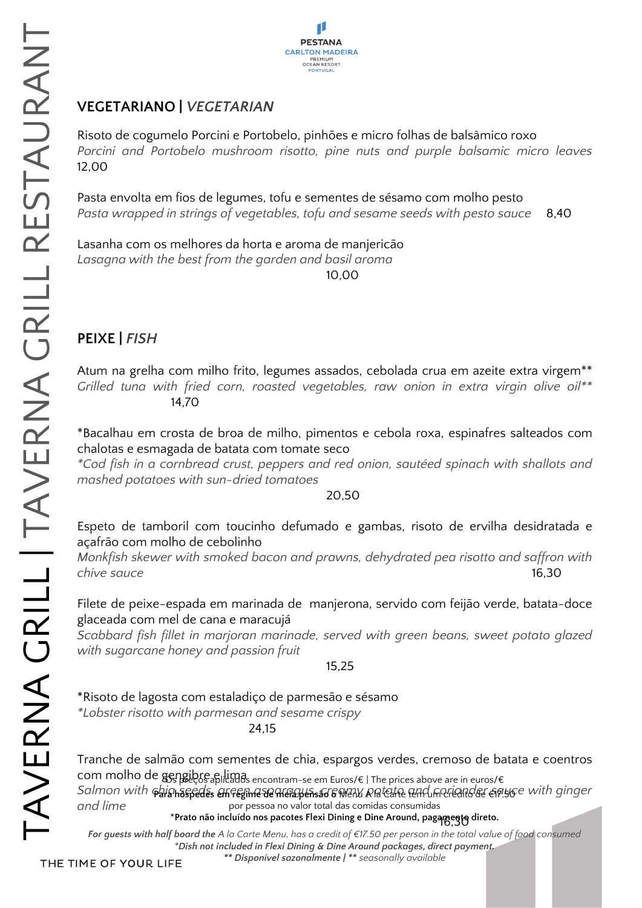## VEGETARIANO | *VEGETARIAN*

Risoto de cogumelo Porcini e Portobelo, pinhões e micro folhas de balsâmico roxo
*Porcini and Portobelo mushroom risotto, pine nuts and purple balsamic micro leaves*
12,00

Pasta envolta em fios de legumes, tofu e sementes de sésamo com molho pesto
*Pasta wrapped in strings of vegetables, tofu and sesame seeds with pesto sauce* 8,40

Lasanha com os melhores da horta e aroma de manjericão
*Lasagna with the best from the garden and basil aroma*
10,00

## PEIXE | *FISH*

Atum na grelha com milho frito, legumes assados, cebolada crua em azeite extra virgem**
*Grilled tuna with fried corn, roasted vegetables, raw onion in extra virgin olive oil***
14,70

*Bacalhau em crosta de broa de milho, pimentos e cebola roxa, espinafres salteados com chalotas e esmagada de batata com tomate seco
**Cod fish in a cornbread crust, peppers and red onion, sautéed spinach with shallots and mashed potatoes with sun-dried tomatoes*
20,50

Espeto de tamboril com toucinho defumado e gambas, risoto de ervilha desidratada e açafrão com molho de cebolinho
*Monkfish skewer with smoked bacon and prawns, dehydrated pea risotto and saffron with chive sauce* 16,30

Filete de peixe-espada em marinada de manjerona, servido com feijão verde, batata-doce glaceada com mel de cana e maracujá
*Scabbard fish fillet in marjoran marinade, served with green beans, sweet potato glazed with sugarcane honey and passion fruit*
15,25

*Risoto de lagosta com estaladiço de parmesão e sésamo
**Lobster risotto with parmesan and sesame crispy*
24,15

Tranche de salmão com sementes de chia, espargos verdes, cremoso de batata e coentros com molho de gengibre e lima
*Salmon with chia seeds, green asparagus, creamy potato and coriander sauce with ginger and lime*
16,30

Os preços aplicados encontram-se em Euros/€ | The prices above are in euros/€

**Para hóspedes em regime de meia pensão o** Menu A la Carte tem um crédito de €17,50 por pessoa no valor total das comidas consumidas

***Prato não incluído nos pacotes Flexi Dining e Dine Around, pagamento direto.**

***For guests with half board the** A la Carte Menu, has a credit of €17.50 per person in the total value of food consumed*

****Dish not included in Flexi Dining & Dine Around packages, direct payment.***

***** Disponível sazonalmente | *** seasonally available*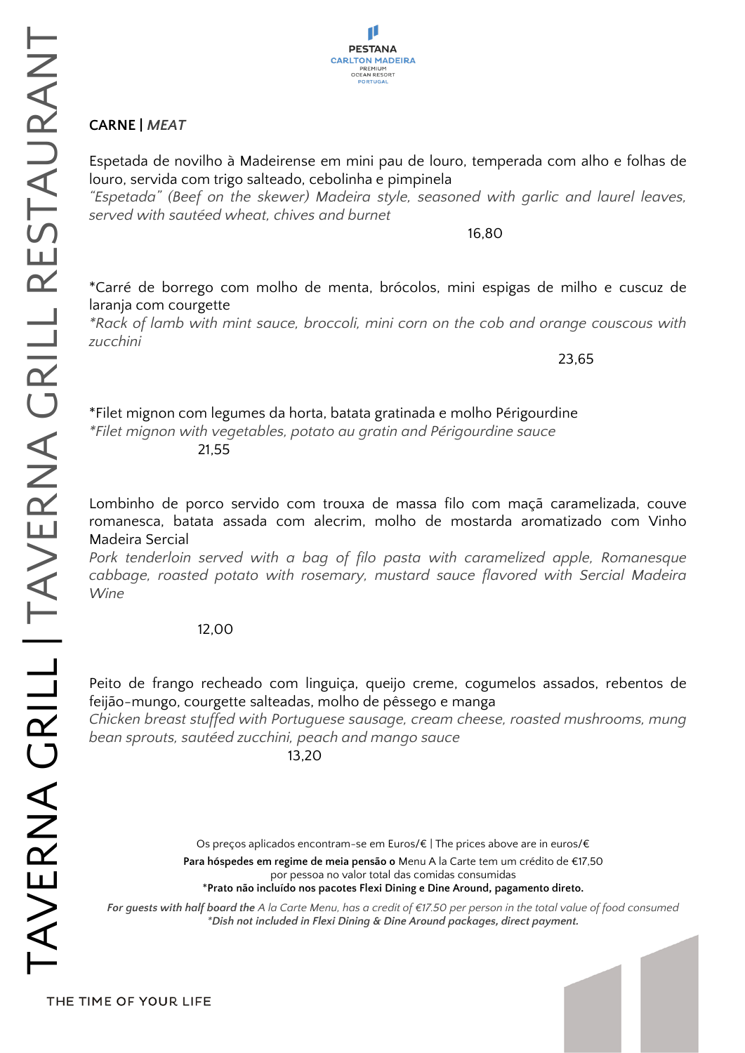## CARNE | *MEAT*

Espetada de novilho à Madeirense em mini pau de louro, temperada com alho e folhas de louro, servida com trigo salteado, cebolinha e pimpinela
*"Espetada" (Beef on the skewer) Madeira style, seasoned with garlic and laurel leaves, served with sautéed wheat, chives and burnet*

16,80

*Carré de borrego com molho de menta, brócolos, mini espigas de milho e cuscuz de laranja com courgette
**Rack of lamb with mint sauce, broccoli, mini corn on the cob and orange couscous with zucchini*

23,65

*Filet mignon com legumes da horta, batata gratinada e molho Périgourdine
**Filet mignon with vegetables, potato au gratin and Périgourdine sauce*

21,55

Lombinho de porco servido com trouxa de massa filo com maçã caramelizada, couve romanesca, batata assada com alecrim, molho de mostarda aromatizado com Vinho Madeira Sercial
*Pork tenderloin served with a bag of filo pasta with caramelized apple, Romanesque cabbage, roasted potato with rosemary, mustard sauce flavored with Sercial Madeira Wine*

12,00

Peito de frango recheado com linguiça, queijo creme, cogumelos assados, rebentos de feijão-mungo, courgette salteadas, molho de pêssego e manga
*Chicken breast stuffed with Portuguese sausage, cream cheese, roasted mushrooms, mung bean sprouts, sautéed zucchini, peach and mango sauce*

13,20

Os preços aplicados encontram-se em Euros/€ | The prices above are in euros/€

**Para hóspedes em regime de meia pensão o** Menu A la Carte tem um crédito de €17,50 por pessoa no valor total das comidas consumidas
***Prato não incluído nos pacotes Flexi Dining e Dine Around, pagamento direto.**

***For guests with half board the** A la Carte Menu, has a credit of €17.50 per person in the total value of food consumed*
***Dish not included in Flexi Dining & Dine Around packages, direct payment.***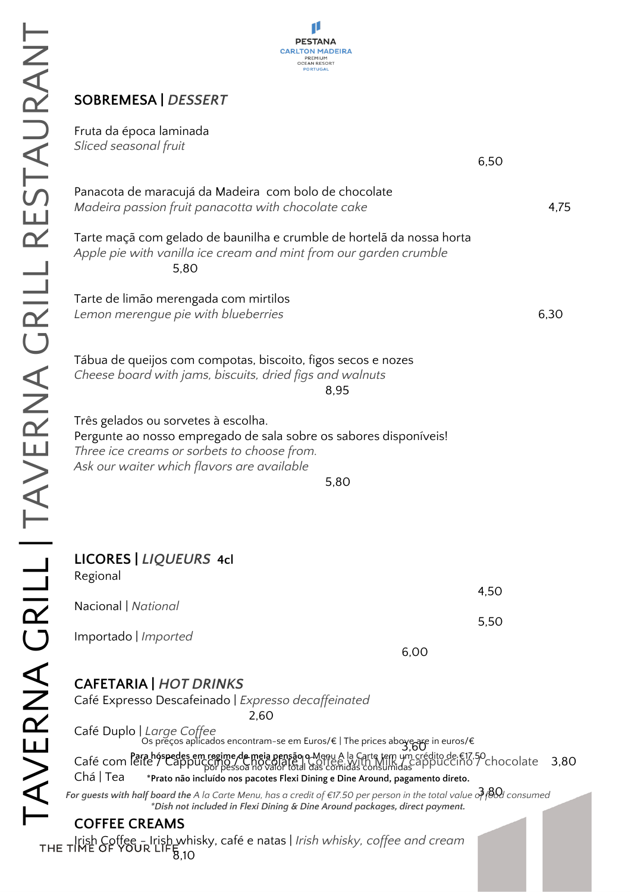PESTANA
CARLTON MADEIRA
PREMIUM
OCEAN RESORT
PORTUGAL

TAVERNA GRILL | TAVERNA GRILL RESTAURANT

## SOBREMESA | *DESSERT*

Fruta da época laminada
*Sliced seasonal fruit*
6,50

Panacota de maracujá da Madeira com bolo de chocolate
*Madeira passion fruit panacotta with chocolate cake*
4,75

Tarte maçã com gelado de baunilha e crumble de hortelã da nossa horta
*Apple pie with vanilla ice cream and mint from our garden crumble*
5,80

Tarte de limão merengada com mirtilos
*Lemon merengue pie with blueberries*
6,30

Tábua de queijos com compotas, biscoito, figos secos e nozes
*Cheese board with jams, biscuits, dried figs and walnuts*
8,95

Três gelados ou sorvetes à escolha.
Pergunte ao nosso empregado de sala sobre os sabores disponíveis!
*Three ice creams or sorbets to choose from.*
*Ask our waiter which flavors are available*
5,80

## LICORES | *LIQUEURS* 4cl

Regional
4,50

Nacional | *National*
5,50

Importado | *Imported*
6,00

## CAFETARIA | *HOT DRINKS*

Café Expresso Descafeinado | *Expresso decaffeinated*
2,60

Café Duplo | *Large Coffee*
3,60

Café com leite / Cappuccino / Chocolate | Coffee with Milk / cappuccino / chocolate
3,80

Chá | Tea
3,80

## COFFEE CREAMS

Irish Coffee - Irish whisky, café e natas | *Irish whisky, coffee and cream*
8,10

Os preços aplicados encontram-se em Euros/€ | The prices above are in euros/€

**Para hóspedes em regime de meia pensão o Menu A la Carte tem um crédito de €17,50 por pessoa no valor total das comidas consumidas**

***For guests with half board the*** *A la Carte Menu, has a credit of €17.50 per person in the total value of food consumed*

**\*Prato não incluído nos pacotes Flexi Dining e Dine Around, pagamento direto.**

***\*Dish not included in Flexi Dining & Dine Around packages, direct payment.***

THE TIME OF YOUR LIFE